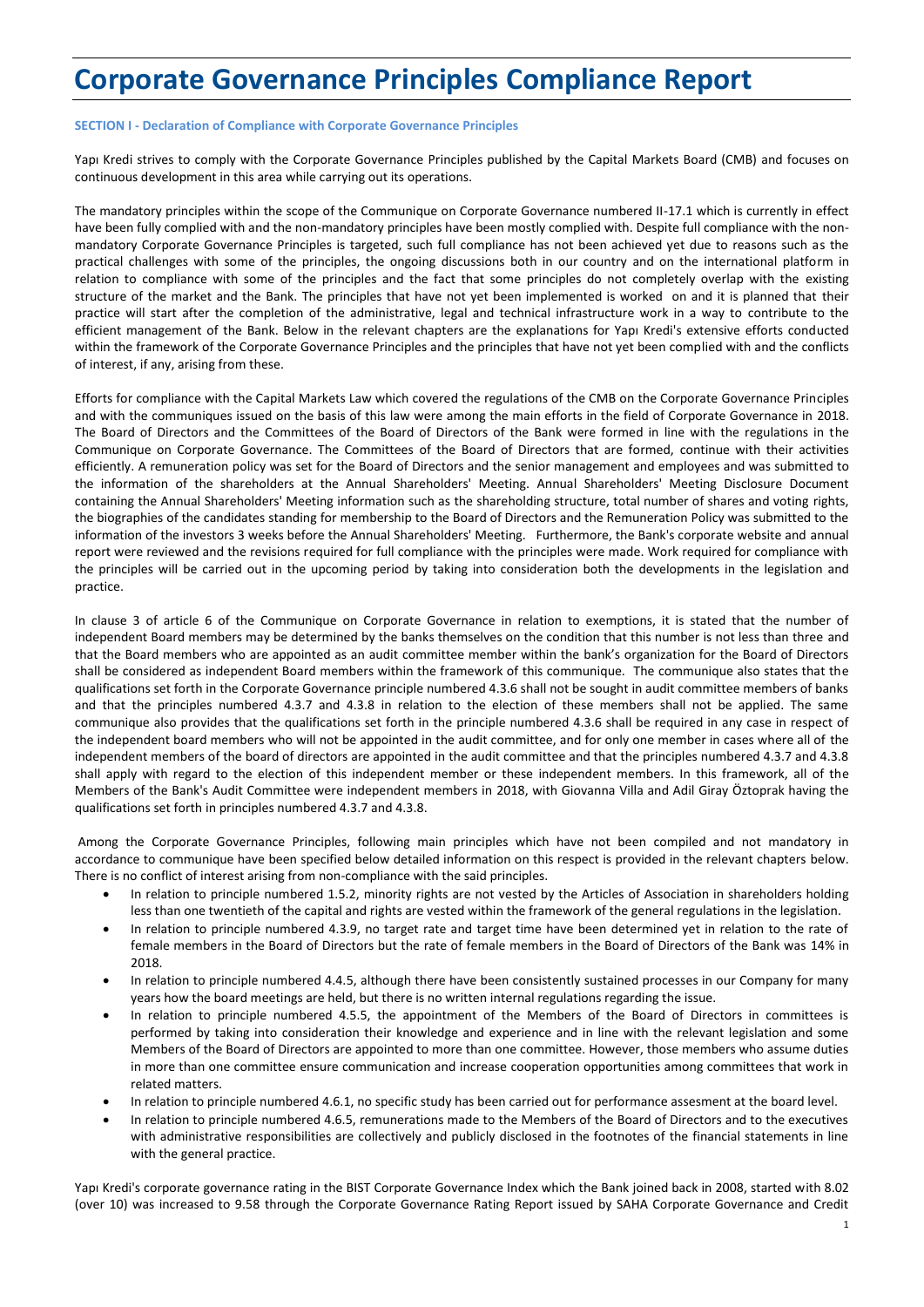# Corporate Governance Principles Compliance Report

**SECTION I - Declaration of Compliance with Corporate Governance Principles**

Yapı Kredi strives to comply with the Corporate Governance Principles published by the Capital Markets Board (CMB) and focuses on continuous development in this area while carrying out its operations.

The mandatory principles within the scope of the Communique on Corporate Governance numbered II-17.1 which is currently in effect have been fully complied with and the non-mandatory principles have been mostly complied with. Despite full compliance with the non-mandatory Corporate Governance Principles is targeted, such full compliance has not been achieved yet due to reasons such as the practical challenges with some of the principles, the ongoing discussions both in our country and on the international platform in relation to compliance with some of the principles and the fact that some principles do not completely overlap with the existing structure of the market and the Bank. The principles that have not yet been implemented is worked on and it is planned that their practice will start after the completion of the administrative, legal and technical infrastructure work in a way to contribute to the efficient management of the Bank. Below in the relevant chapters are the explanations for Yapı Kredi's extensive efforts conducted within the framework of the Corporate Governance Principles and the principles that have not yet been complied with and the conflicts of interest, if any, arising from these.

Efforts for compliance with the Capital Markets Law which covered the regulations of the CMB on the Corporate Governance Principles and with the communiques issued on the basis of this law were among the main efforts in the field of Corporate Governance in 2018. The Board of Directors and the Committees of the Board of Directors of the Bank were formed in line with the regulations in the Communique on Corporate Governance. The Committees of the Board of Directors that are formed, continue with their activities efficiently. A remuneration policy was set for the Board of Directors and the senior management and employees and was submitted to the information of the shareholders at the Annual Shareholders' Meeting. Annual Shareholders' Meeting Disclosure Document containing the Annual Shareholders' Meeting information such as the shareholding structure, total number of shares and voting rights, the biographies of the candidates standing for membership to the Board of Directors and the Remuneration Policy was submitted to the information of the investors 3 weeks before the Annual Shareholders' Meeting. Furthermore, the Bank's corporate website and annual report were reviewed and the revisions required for full compliance with the principles were made. Work required for compliance with the principles will be carried out in the upcoming period by taking into consideration both the developments in the legislation and practice.

In clause 3 of article 6 of the Communique on Corporate Governance in relation to exemptions, it is stated that the number of independent Board members may be determined by the banks themselves on the condition that this number is not less than three and that the Board members who are appointed as an audit committee member within the bank's organization for the Board of Directors shall be considered as independent Board members within the framework of this communique. The communique also states that the qualifications set forth in the Corporate Governance principle numbered 4.3.6 shall not be sought in audit committee members of banks and that the principles numbered 4.3.7 and 4.3.8 in relation to the election of these members shall not be applied. The same communique also provides that the qualifications set forth in the principle numbered 4.3.6 shall be required in any case in respect of the independent board members who will not be appointed in the audit committee, and for only one member in cases where all of the independent members of the board of directors are appointed in the audit committee and that the principles numbered 4.3.7 and 4.3.8 shall apply with regard to the election of this independent member or these independent members. In this framework, all of the Members of the Bank's Audit Committee were independent members in 2018, with Giovanna Villa and Adil Giray Öztoprak having the qualifications set forth in principles numbered 4.3.7 and 4.3.8.

Among the Corporate Governance Principles, following main principles which have not been compiled and not mandatory in accordance to communique have been specified below detailed information on this respect is provided in the relevant chapters below. There is no conflict of interest arising from non-compliance with the said principles.

- In relation to principle numbered 1.5.2, minority rights are not vested by the Articles of Association in shareholders holding less than one twentieth of the capital and rights are vested within the framework of the general regulations in the legislation.
- In relation to principle numbered 4.3.9, no target rate and target time have been determined yet in relation to the rate of female members in the Board of Directors but the rate of female members in the Board of Directors of the Bank was 14% in 2018.
- In relation to principle numbered 4.4.5, although there have been consistently sustained processes in our Company for many years how the board meetings are held, but there is no written internal regulations regarding the issue.
- In relation to principle numbered 4.5.5, the appointment of the Members of the Board of Directors in committees is performed by taking into consideration their knowledge and experience and in line with the relevant legislation and some Members of the Board of Directors are appointed to more than one committee. However, those members who assume duties in more than one committee ensure communication and increase cooperation opportunities among committees that work in related matters.
- In relation to principle numbered 4.6.1, no specific study has been carried out for performance assesment at the board level.
- In relation to principle numbered 4.6.5, remunerations made to the Members of the Board of Directors and to the executives with administrative responsibilities are collectively and publicly disclosed in the footnotes of the financial statements in line with the general practice.

Yapı Kredi's corporate governance rating in the BIST Corporate Governance Index which the Bank joined back in 2008, started with 8.02 (over 10) was increased to 9.58 through the Corporate Governance Rating Report issued by SAHA Corporate Governance and Credit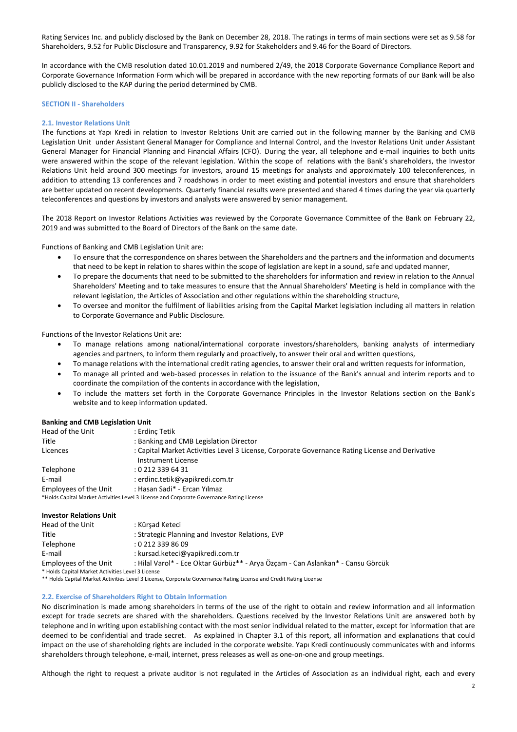Rating Services Inc. and publicly disclosed by the Bank on December 28, 2018. The ratings in terms of main sections were set as 9.58 for Shareholders, 9.52 for Public Disclosure and Transparency, 9.92 for Stakeholders and 9.46 for the Board of Directors.

In accordance with the CMB resolution dated 10.01.2019 and numbered 2/49, the 2018 Corporate Governance Compliance Report and Corporate Governance Information Form which will be prepared in accordance with the new reporting formats of our Bank will be also publicly disclosed to the KAP during the period determined by CMB.

## SECTION II - Shareholders

### 2.1. Investor Relations Unit

The functions at Yapı Kredi in relation to Investor Relations Unit are carried out in the following manner by the Banking and CMB Legislation Unit under Assistant General Manager for Compliance and Internal Control, and the Investor Relations Unit under Assistant General Manager for Financial Planning and Financial Affairs (CFO). During the year, all telephone and e-mail inquiries to both units were answered within the scope of the relevant legislation. Within the scope of relations with the Bank's shareholders, the Investor Relations Unit held around 300 meetings for investors, around 15 meetings for analysts and approximately 100 teleconferences, in addition to attending 13 conferences and 7 roadshows in order to meet existing and potential investors and ensure that shareholders are better updated on recent developments. Quarterly financial results were presented and shared 4 times during the year via quarterly teleconferences and questions by investors and analysts were answered by senior management.

The 2018 Report on Investor Relations Activities was reviewed by the Corporate Governance Committee of the Bank on February 22, 2019 and was submitted to the Board of Directors of the Bank on the same date.

Functions of Banking and CMB Legislation Unit are:

- To ensure that the correspondence on shares between the Shareholders and the partners and the information and documents that need to be kept in relation to shares within the scope of legislation are kept in a sound, safe and updated manner,
- To prepare the documents that need to be submitted to the shareholders for information and review in relation to the Annual Shareholders' Meeting and to take measures to ensure that the Annual Shareholders' Meeting is held in compliance with the relevant legislation, the Articles of Association and other regulations within the shareholding structure,
- To oversee and monitor the fulfilment of liabilities arising from the Capital Market legislation including all matters in relation to Corporate Governance and Public Disclosure.

Functions of the Investor Relations Unit are:

- To manage relations among national/international corporate investors/shareholders, banking analysts of intermediary agencies and partners, to inform them regularly and proactively, to answer their oral and written questions,
- To manage relations with the international credit rating agencies, to answer their oral and written requests for information,
- To manage all printed and web-based processes in relation to the issuance of the Bank's annual and interim reports and to coordinate the compilation of the contents in accordance with the legislation,
- To include the matters set forth in the Corporate Governance Principles in the Investor Relations section on the Bank's website and to keep information updated.

**Banking and CMB Legislation Unit**

| | |
|---|---|
| Head of the Unit | : Erdinç Tetik |
| Title | : Banking and CMB Legislation Director |
| Licences | : Capital Market Activities Level 3 License, Corporate Governance Rating License and Derivative Instrument License |
| Telephone | : 0 212 339 64 31 |
| E-mail | : erdinc.tetik@yapikredi.com.tr |
| Employees of the Unit | : Hasan Sadi* - Ercan Yılmaz |

*Holds Capital Market Activities Level 3 License and Corporate Governance Rating License

**Investor Relations Unit**

| | |
|---|---|
| Head of the Unit | : Kürşad Keteci |
| Title | : Strategic Planning and Investor Relations, EVP |
| Telephone | : 0 212 339 86 09 |
| E-mail | : kursad.keteci@yapikredi.com.tr |
| Employees of the Unit | : Hilal Varol* - Ece Oktar Gürbüz** - Arya Özçam - Can Aslankan* - Cansu Görcük |

\* Holds Capital Market Activities Level 3 License

** Holds Capital Market Activities Level 3 License, Corporate Governance Rating License and Credit Rating License

### 2.2. Exercise of Shareholders Right to Obtain Information

No discrimination is made among shareholders in terms of the use of the right to obtain and review information and all information except for trade secrets are shared with the shareholders. Questions received by the Investor Relations Unit are answered both by telephone and in writing upon establishing contact with the most senior individual related to the matter, except for information that are deemed to be confidential and trade secret. As explained in Chapter 3.1 of this report, all information and explanations that could impact on the use of shareholding rights are included in the corporate website. Yapı Kredi continuously communicates with and informs shareholders through telephone, e-mail, internet, press releases as well as one-on-one and group meetings.

Although the right to request a private auditor is not regulated in the Articles of Association as an individual right, each and every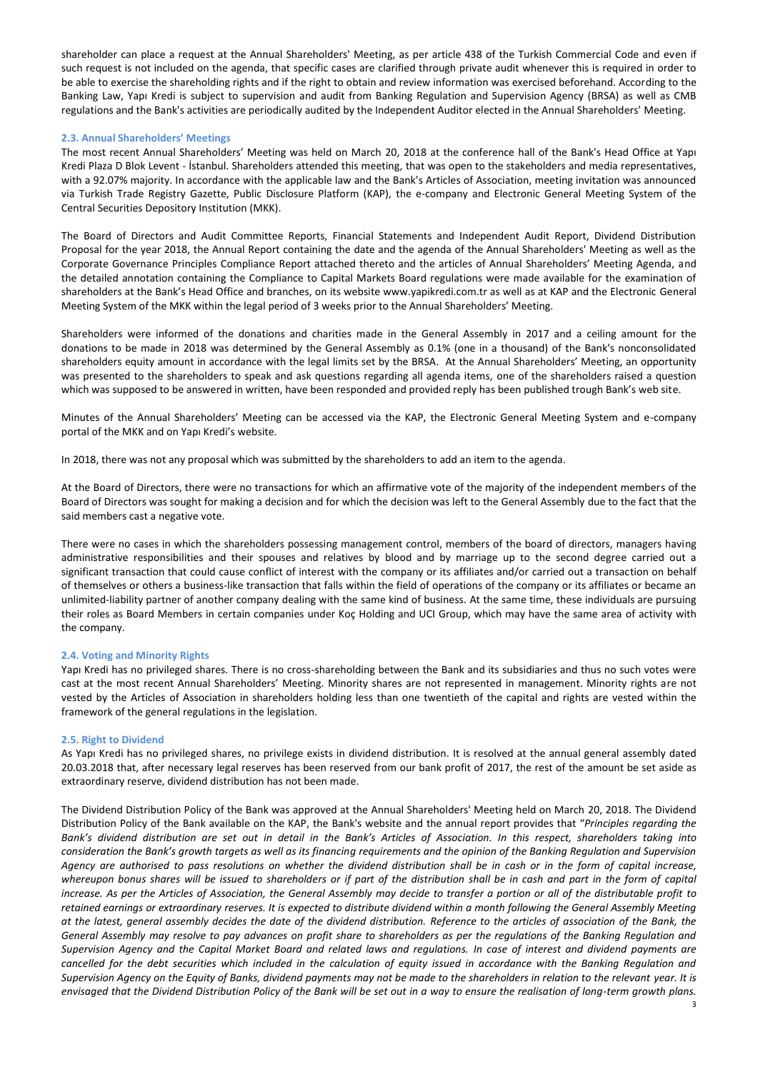shareholder can place a request at the Annual Shareholders' Meeting, as per article 438 of the Turkish Commercial Code and even if such request is not included on the agenda, that specific cases are clarified through private audit whenever this is required in order to be able to exercise the shareholding rights and if the right to obtain and review information was exercised beforehand. According to the Banking Law, Yapı Kredi is subject to supervision and audit from Banking Regulation and Supervision Agency (BRSA) as well as CMB regulations and the Bank's activities are periodically audited by the Independent Auditor elected in the Annual Shareholders' Meeting.

### 2.3. Annual Shareholders' Meetings

The most recent Annual Shareholders' Meeting was held on March 20, 2018 at the conference hall of the Bank's Head Office at Yapı Kredi Plaza D Blok Levent - İstanbul. Shareholders attended this meeting, that was open to the stakeholders and media representatives, with a 92.07% majority. In accordance with the applicable law and the Bank's Articles of Association, meeting invitation was announced via Turkish Trade Registry Gazette, Public Disclosure Platform (KAP), the e-company and Electronic General Meeting System of the Central Securities Depository Institution (MKK).

The Board of Directors and Audit Committee Reports, Financial Statements and Independent Audit Report, Dividend Distribution Proposal for the year 2018, the Annual Report containing the date and the agenda of the Annual Shareholders' Meeting as well as the Corporate Governance Principles Compliance Report attached thereto and the articles of Annual Shareholders' Meeting Agenda, and the detailed annotation containing the Compliance to Capital Markets Board regulations were made available for the examination of shareholders at the Bank's Head Office and branches, on its website www.yapikredi.com.tr as well as at KAP and the Electronic General Meeting System of the MKK within the legal period of 3 weeks prior to the Annual Shareholders' Meeting.

Shareholders were informed of the donations and charities made in the General Assembly in 2017 and a ceiling amount for the donations to be made in 2018 was determined by the General Assembly as 0.1% (one in a thousand) of the Bank's nonconsolidated shareholders equity amount in accordance with the legal limits set by the BRSA. At the Annual Shareholders' Meeting, an opportunity was presented to the shareholders to speak and ask questions regarding all agenda items, one of the shareholders raised a question which was supposed to be answered in written, have been responded and provided reply has been published trough Bank's web site.

Minutes of the Annual Shareholders' Meeting can be accessed via the KAP, the Electronic General Meeting System and e-company portal of the MKK and on Yapı Kredi's website.

In 2018, there was not any proposal which was submitted by the shareholders to add an item to the agenda.

At the Board of Directors, there were no transactions for which an affirmative vote of the majority of the independent members of the Board of Directors was sought for making a decision and for which the decision was left to the General Assembly due to the fact that the said members cast a negative vote.

There were no cases in which the shareholders possessing management control, members of the board of directors, managers having administrative responsibilities and their spouses and relatives by blood and by marriage up to the second degree carried out a significant transaction that could cause conflict of interest with the company or its affiliates and/or carried out a transaction on behalf of themselves or others a business-like transaction that falls within the field of operations of the company or its affiliates or became an unlimited-liability partner of another company dealing with the same kind of business. At the same time, these individuals are pursuing their roles as Board Members in certain companies under Koç Holding and UCI Group, which may have the same area of activity with the company.

### 2.4. Voting and Minority Rights

Yapı Kredi has no privileged shares. There is no cross-shareholding between the Bank and its subsidiaries and thus no such votes were cast at the most recent Annual Shareholders' Meeting. Minority shares are not represented in management. Minority rights are not vested by the Articles of Association in shareholders holding less than one twentieth of the capital and rights are vested within the framework of the general regulations in the legislation.

### 2.5. Right to Dividend

As Yapı Kredi has no privileged shares, no privilege exists in dividend distribution. It is resolved at the annual general assembly dated 20.03.2018 that, after necessary legal reserves has been reserved from our bank profit of 2017, the rest of the amount be set aside as extraordinary reserve, dividend distribution has not been made.

The Dividend Distribution Policy of the Bank was approved at the Annual Shareholders' Meeting held on March 20, 2018. The Dividend Distribution Policy of the Bank available on the KAP, the Bank's website and the annual report provides that "*Principles regarding the Bank's dividend distribution are set out in detail in the Bank's Articles of Association. In this respect, shareholders taking into consideration the Bank's growth targets as well as its financing requirements and the opinion of the Banking Regulation and Supervision Agency are authorised to pass resolutions on whether the dividend distribution shall be in cash or in the form of capital increase, whereupon bonus shares will be issued to shareholders or if part of the distribution shall be in cash and part in the form of capital increase. As per the Articles of Association, the General Assembly may decide to transfer a portion or all of the distributable profit to retained earnings or extraordinary reserves. It is expected to distribute dividend within a month following the General Assembly Meeting at the latest, general assembly decides the date of the dividend distribution. Reference to the articles of association of the Bank, the General Assembly may resolve to pay advances on profit share to shareholders as per the regulations of the Banking Regulation and Supervision Agency and the Capital Market Board and related laws and regulations. In case of interest and dividend payments are cancelled for the debt securities which included in the calculation of equity issued in accordance with the Banking Regulation and Supervision Agency on the Equity of Banks, dividend payments may not be made to the shareholders in relation to the relevant year. It is envisaged that the Dividend Distribution Policy of the Bank will be set out in a way to ensure the realisation of long-term growth plans.*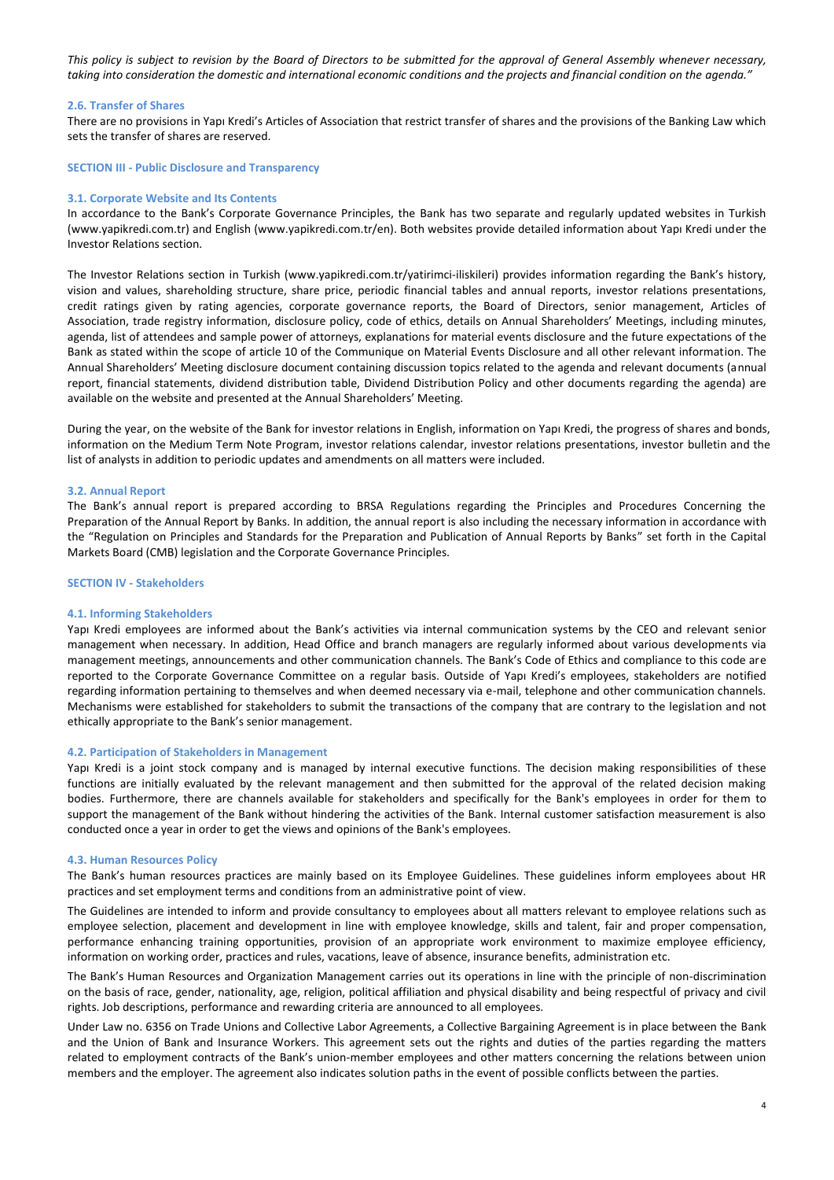*This policy is subject to revision by the Board of Directors to be submitted for the approval of General Assembly whenever necessary, taking into consideration the domestic and international economic conditions and the projects and financial condition on the agenda."*

### 2.6. Transfer of Shares

There are no provisions in Yapı Kredi's Articles of Association that restrict transfer of shares and the provisions of the Banking Law which sets the transfer of shares are reserved.

## SECTION III - Public Disclosure and Transparency

### 3.1. Corporate Website and Its Contents

In accordance to the Bank's Corporate Governance Principles, the Bank has two separate and regularly updated websites in Turkish (www.yapikredi.com.tr) and English (www.yapikredi.com.tr/en). Both websites provide detailed information about Yapı Kredi under the Investor Relations section.

The Investor Relations section in Turkish (www.yapikredi.com.tr/yatirimci-iliskileri) provides information regarding the Bank's history, vision and values, shareholding structure, share price, periodic financial tables and annual reports, investor relations presentations, credit ratings given by rating agencies, corporate governance reports, the Board of Directors, senior management, Articles of Association, trade registry information, disclosure policy, code of ethics, details on Annual Shareholders' Meetings, including minutes, agenda, list of attendees and sample power of attorneys, explanations for material events disclosure and the future expectations of the Bank as stated within the scope of article 10 of the Communique on Material Events Disclosure and all other relevant information. The Annual Shareholders' Meeting disclosure document containing discussion topics related to the agenda and relevant documents (annual report, financial statements, dividend distribution table, Dividend Distribution Policy and other documents regarding the agenda) are available on the website and presented at the Annual Shareholders' Meeting.

During the year, on the website of the Bank for investor relations in English, information on Yapı Kredi, the progress of shares and bonds, information on the Medium Term Note Program, investor relations calendar, investor relations presentations, investor bulletin and the list of analysts in addition to periodic updates and amendments on all matters were included.

### 3.2. Annual Report

The Bank's annual report is prepared according to BRSA Regulations regarding the Principles and Procedures Concerning the Preparation of the Annual Report by Banks. In addition, the annual report is also including the necessary information in accordance with the "Regulation on Principles and Standards for the Preparation and Publication of Annual Reports by Banks" set forth in the Capital Markets Board (CMB) legislation and the Corporate Governance Principles.

## SECTION IV - Stakeholders

### 4.1. Informing Stakeholders

Yapı Kredi employees are informed about the Bank's activities via internal communication systems by the CEO and relevant senior management when necessary. In addition, Head Office and branch managers are regularly informed about various developments via management meetings, announcements and other communication channels. The Bank's Code of Ethics and compliance to this code are reported to the Corporate Governance Committee on a regular basis. Outside of Yapı Kredi's employees, stakeholders are notified regarding information pertaining to themselves and when deemed necessary via e-mail, telephone and other communication channels. Mechanisms were established for stakeholders to submit the transactions of the company that are contrary to the legislation and not ethically appropriate to the Bank's senior management.

### 4.2. Participation of Stakeholders in Management

Yapı Kredi is a joint stock company and is managed by internal executive functions. The decision making responsibilities of these functions are initially evaluated by the relevant management and then submitted for the approval of the related decision making bodies. Furthermore, there are channels available for stakeholders and specifically for the Bank's employees in order for them to support the management of the Bank without hindering the activities of the Bank. Internal customer satisfaction measurement is also conducted once a year in order to get the views and opinions of the Bank's employees.

### 4.3. Human Resources Policy

The Bank's human resources practices are mainly based on its Employee Guidelines. These guidelines inform employees about HR practices and set employment terms and conditions from an administrative point of view.

The Guidelines are intended to inform and provide consultancy to employees about all matters relevant to employee relations such as employee selection, placement and development in line with employee knowledge, skills and talent, fair and proper compensation, performance enhancing training opportunities, provision of an appropriate work environment to maximize employee efficiency, information on working order, practices and rules, vacations, leave of absence, insurance benefits, administration etc.

The Bank's Human Resources and Organization Management carries out its operations in line with the principle of non-discrimination on the basis of race, gender, nationality, age, religion, political affiliation and physical disability and being respectful of privacy and civil rights. Job descriptions, performance and rewarding criteria are announced to all employees.

Under Law no. 6356 on Trade Unions and Collective Labor Agreements, a Collective Bargaining Agreement is in place between the Bank and the Union of Bank and Insurance Workers. This agreement sets out the rights and duties of the parties regarding the matters related to employment contracts of the Bank's union-member employees and other matters concerning the relations between union members and the employer. The agreement also indicates solution paths in the event of possible conflicts between the parties.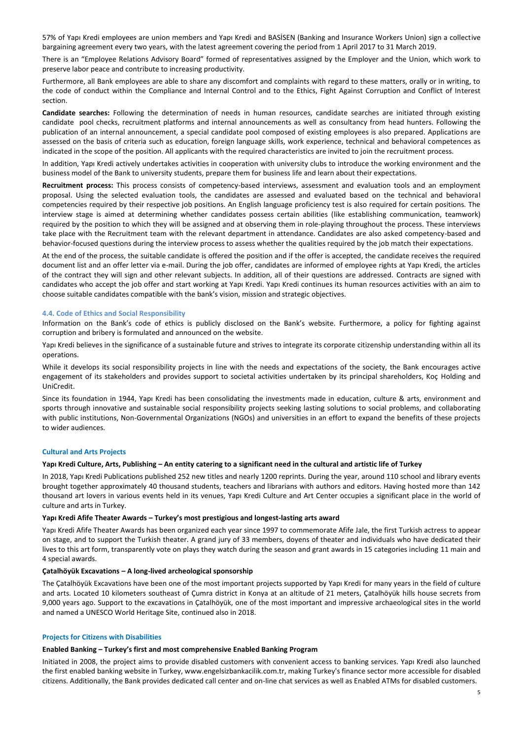57% of Yapı Kredi employees are union members and Yapı Kredi and BASİSEN (Banking and Insurance Workers Union) sign a collective bargaining agreement every two years, with the latest agreement covering the period from 1 April 2017 to 31 March 2019.

There is an "Employee Relations Advisory Board" formed of representatives assigned by the Employer and the Union, which work to preserve labor peace and contribute to increasing productivity.

Furthermore, all Bank employees are able to share any discomfort and complaints with regard to these matters, orally or in writing, to the code of conduct within the Compliance and Internal Control and to the Ethics, Fight Against Corruption and Conflict of Interest section.

**Candidate searches:** Following the determination of needs in human resources, candidate searches are initiated through existing candidate pool checks, recruitment platforms and internal announcements as well as consultancy from head hunters. Following the publication of an internal announcement, a special candidate pool composed of existing employees is also prepared. Applications are assessed on the basis of criteria such as education, foreign language skills, work experience, technical and behavioral competences as indicated in the scope of the position. All applicants with the required characteristics are invited to join the recruitment process.

In addition, Yapı Kredi actively undertakes activities in cooperation with university clubs to introduce the working environment and the business model of the Bank to university students, prepare them for business life and learn about their expectations.

**Recruitment process:** This process consists of competency-based interviews, assessment and evaluation tools and an employment proposal. Using the selected evaluation tools, the candidates are assessed and evaluated based on the technical and behavioral competencies required by their respective job positions. An English language proficiency test is also required for certain positions. The interview stage is aimed at determining whether candidates possess certain abilities (like establishing communication, teamwork) required by the position to which they will be assigned and at observing them in role-playing throughout the process. These interviews take place with the Recruitment team with the relevant department in attendance. Candidates are also asked competency-based and behavior-focused questions during the interview process to assess whether the qualities required by the job match their expectations.

At the end of the process, the suitable candidate is offered the position and if the offer is accepted, the candidate receives the required document list and an offer letter via e-mail. During the job offer, candidates are informed of employee rights at Yapı Kredi, the articles of the contract they will sign and other relevant subjects. In addition, all of their questions are addressed. Contracts are signed with candidates who accept the job offer and start working at Yapı Kredi. Yapı Kredi continues its human resources activities with an aim to choose suitable candidates compatible with the bank's vision, mission and strategic objectives.

### 4.4. Code of Ethics and Social Responsibility

Information on the Bank's code of ethics is publicly disclosed on the Bank's website. Furthermore, a policy for fighting against corruption and bribery is formulated and announced on the website.

Yapı Kredi believes in the significance of a sustainable future and strives to integrate its corporate citizenship understanding within all its operations.

While it develops its social responsibility projects in line with the needs and expectations of the society, the Bank encourages active engagement of its stakeholders and provides support to societal activities undertaken by its principal shareholders, Koç Holding and UniCredit.

Since its foundation in 1944, Yapı Kredi has been consolidating the investments made in education, culture & arts, environment and sports through innovative and sustainable social responsibility projects seeking lasting solutions to social problems, and collaborating with public institutions, Non-Governmental Organizations (NGOs) and universities in an effort to expand the benefits of these projects to wider audiences.

### Cultural and Arts Projects

**Yapı Kredi Culture, Arts, Publishing – An entity catering to a significant need in the cultural and artistic life of Turkey**

In 2018, Yapı Kredi Publications published 252 new titles and nearly 1200 reprints. During the year, around 110 school and library events brought together approximately 40 thousand students, teachers and librarians with authors and editors. Having hosted more than 142 thousand art lovers in various events held in its venues, Yapı Kredi Culture and Art Center occupies a significant place in the world of culture and arts in Turkey.

**Yapı Kredi Afife Theater Awards – Turkey's most prestigious and longest-lasting arts award**

Yapı Kredi Afife Theater Awards has been organized each year since 1997 to commemorate Afife Jale, the first Turkish actress to appear on stage, and to support the Turkish theater. A grand jury of 33 members, doyens of theater and individuals who have dedicated their lives to this art form, transparently vote on plays they watch during the season and grant awards in 15 categories including 11 main and 4 special awards.

**Çatalhöyük Excavations – A long-lived archeological sponsorship**

The Çatalhöyük Excavations have been one of the most important projects supported by Yapı Kredi for many years in the field of culture and arts. Located 10 kilometers southeast of Çumra district in Konya at an altitude of 21 meters, Çatalhöyük hills house secrets from 9,000 years ago. Support to the excavations in Çatalhöyük, one of the most important and impressive archaeological sites in the world and named a UNESCO World Heritage Site, continued also in 2018.

### Projects for Citizens with Disabilities

**Enabled Banking – Turkey's first and most comprehensive Enabled Banking Program**

Initiated in 2008, the project aims to provide disabled customers with convenient access to banking services. Yapı Kredi also launched the first enabled banking website in Turkey, www.engelsizbankacilik.com.tr, making Turkey's finance sector more accessible for disabled citizens. Additionally, the Bank provides dedicated call center and on-line chat services as well as Enabled ATMs for disabled customers.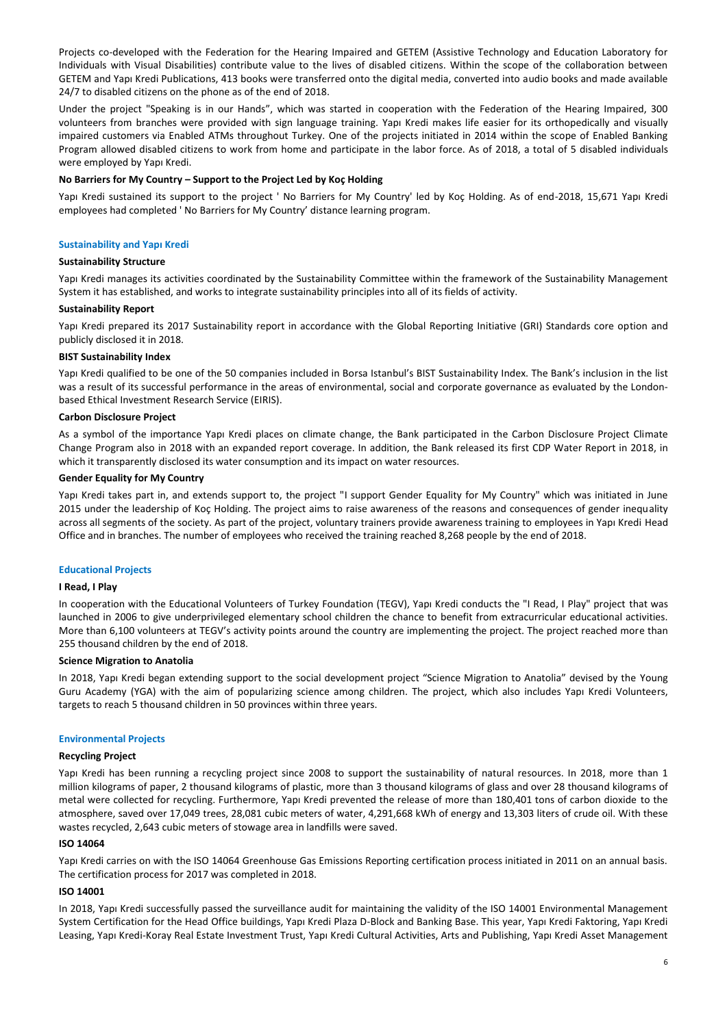Projects co-developed with the Federation for the Hearing Impaired and GETEM (Assistive Technology and Education Laboratory for Individuals with Visual Disabilities) contribute value to the lives of disabled citizens. Within the scope of the collaboration between GETEM and Yapı Kredi Publications, 413 books were transferred onto the digital media, converted into audio books and made available 24/7 to disabled citizens on the phone as of the end of 2018.

Under the project "Speaking is in our Hands", which was started in cooperation with the Federation of the Hearing Impaired, 300 volunteers from branches were provided with sign language training. Yapı Kredi makes life easier for its orthopedically and visually impaired customers via Enabled ATMs throughout Turkey. One of the projects initiated in 2014 within the scope of Enabled Banking Program allowed disabled citizens to work from home and participate in the labor force. As of 2018, a total of 5 disabled individuals were employed by Yapı Kredi.

**No Barriers for My Country – Support to the Project Led by Koç Holding**

Yapı Kredi sustained its support to the project ' No Barriers for My Country' led by Koç Holding. As of end-2018, 15,671 Yapı Kredi employees had completed ' No Barriers for My Country' distance learning program.

## Sustainability and Yapı Kredi

**Sustainability Structure**

Yapı Kredi manages its activities coordinated by the Sustainability Committee within the framework of the Sustainability Management System it has established, and works to integrate sustainability principles into all of its fields of activity.

**Sustainability Report**

Yapı Kredi prepared its 2017 Sustainability report in accordance with the Global Reporting Initiative (GRI) Standards core option and publicly disclosed it in 2018.

**BIST Sustainability Index**

Yapı Kredi qualified to be one of the 50 companies included in Borsa Istanbul's BIST Sustainability Index. The Bank's inclusion in the list was a result of its successful performance in the areas of environmental, social and corporate governance as evaluated by the London-based Ethical Investment Research Service (EIRIS).

**Carbon Disclosure Project**

As a symbol of the importance Yapı Kredi places on climate change, the Bank participated in the Carbon Disclosure Project Climate Change Program also in 2018 with an expanded report coverage. In addition, the Bank released its first CDP Water Report in 2018, in which it transparently disclosed its water consumption and its impact on water resources.

**Gender Equality for My Country**

Yapı Kredi takes part in, and extends support to, the project "I support Gender Equality for My Country" which was initiated in June 2015 under the leadership of Koç Holding. The project aims to raise awareness of the reasons and consequences of gender inequality across all segments of the society. As part of the project, voluntary trainers provide awareness training to employees in Yapı Kredi Head Office and in branches. The number of employees who received the training reached 8,268 people by the end of 2018.

## Educational Projects

**I Read, I Play**

In cooperation with the Educational Volunteers of Turkey Foundation (TEGV), Yapı Kredi conducts the "I Read, I Play" project that was launched in 2006 to give underprivileged elementary school children the chance to benefit from extracurricular educational activities. More than 6,100 volunteers at TEGV's activity points around the country are implementing the project. The project reached more than 255 thousand children by the end of 2018.

**Science Migration to Anatolia**

In 2018, Yapı Kredi began extending support to the social development project "Science Migration to Anatolia" devised by the Young Guru Academy (YGA) with the aim of popularizing science among children. The project, which also includes Yapı Kredi Volunteers, targets to reach 5 thousand children in 50 provinces within three years.

## Environmental Projects

**Recycling Project**

Yapı Kredi has been running a recycling project since 2008 to support the sustainability of natural resources. In 2018, more than 1 million kilograms of paper, 2 thousand kilograms of plastic, more than 3 thousand kilograms of glass and over 28 thousand kilograms of metal were collected for recycling. Furthermore, Yapı Kredi prevented the release of more than 180,401 tons of carbon dioxide to the atmosphere, saved over 17,049 trees, 28,081 cubic meters of water, 4,291,668 kWh of energy and 13,303 liters of crude oil. With these wastes recycled, 2,643 cubic meters of stowage area in landfills were saved.

**ISO 14064**

Yapı Kredi carries on with the ISO 14064 Greenhouse Gas Emissions Reporting certification process initiated in 2011 on an annual basis. The certification process for 2017 was completed in 2018.

**ISO 14001**

In 2018, Yapı Kredi successfully passed the surveillance audit for maintaining the validity of the ISO 14001 Environmental Management System Certification for the Head Office buildings, Yapı Kredi Plaza D-Block and Banking Base. This year, Yapı Kredi Faktoring, Yapı Kredi Leasing, Yapı Kredi-Koray Real Estate Investment Trust, Yapı Kredi Cultural Activities, Arts and Publishing, Yapı Kredi Asset Management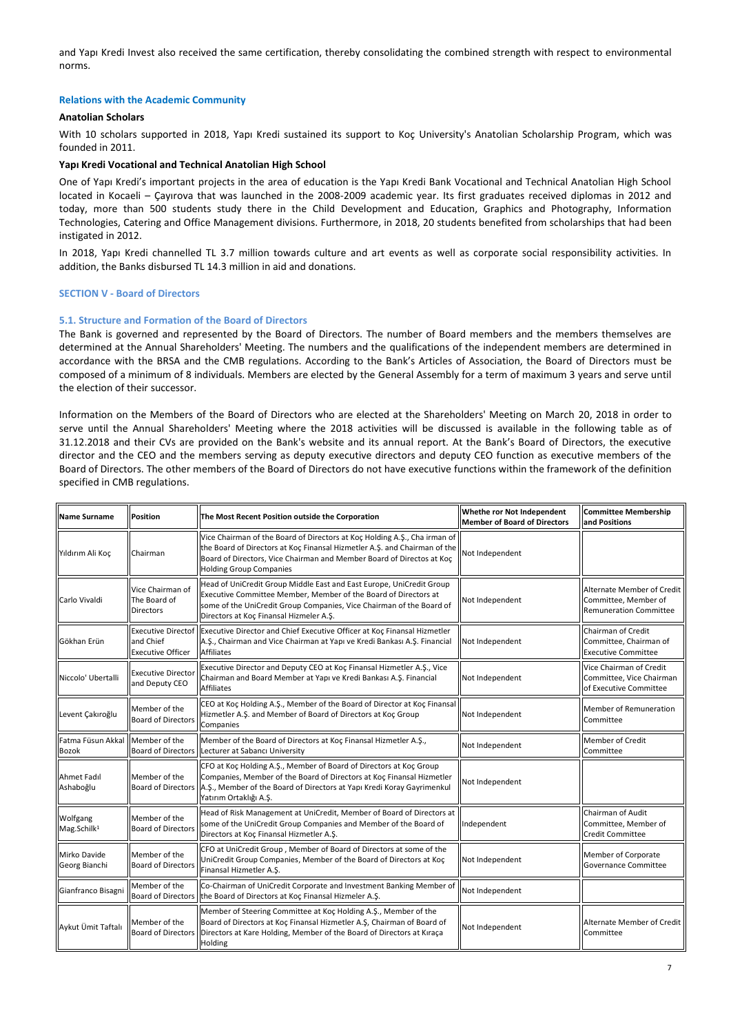and Yapı Kredi Invest also received the same certification, thereby consolidating the combined strength with respect to environmental norms.

### Relations with the Academic Community

**Anatolian Scholars**

With 10 scholars supported in 2018, Yapı Kredi sustained its support to Koç University's Anatolian Scholarship Program, which was founded in 2011.

**Yapı Kredi Vocational and Technical Anatolian High School**

One of Yapı Kredi's important projects in the area of education is the Yapı Kredi Bank Vocational and Technical Anatolian High School located in Kocaeli – Çayırova that was launched in the 2008-2009 academic year. Its first graduates received diplomas in 2012 and today, more than 500 students study there in the Child Development and Education, Graphics and Photography, Information Technologies, Catering and Office Management divisions. Furthermore, in 2018, 20 students benefited from scholarships that had been instigated in 2012.

In 2018, Yapı Kredi channelled TL 3.7 million towards culture and art events as well as corporate social responsibility activities. In addition, the Banks disbursed TL 14.3 million in aid and donations.

## SECTION V - Board of Directors

### 5.1. Structure and Formation of the Board of Directors

The Bank is governed and represented by the Board of Directors. The number of Board members and the members themselves are determined at the Annual Shareholders' Meeting. The numbers and the qualifications of the independent members are determined in accordance with the BRSA and the CMB regulations. According to the Bank's Articles of Association, the Board of Directors must be composed of a minimum of 8 individuals. Members are elected by the General Assembly for a term of maximum 3 years and serve until the election of their successor.

Information on the Members of the Board of Directors who are elected at the Shareholders' Meeting on March 20, 2018 in order to serve until the Annual Shareholders' Meeting where the 2018 activities will be discussed is available in the following table as of 31.12.2018 and their CVs are provided on the Bank's website and its annual report. At the Bank's Board of Directors, the executive director and the CEO and the members serving as deputy executive directors and deputy CEO function as executive members of the Board of Directors. The other members of the Board of Directors do not have executive functions within the framework of the definition specified in CMB regulations.

| Name Surname | Position | The Most Recent Position outside the Corporation | Whethe ror Not Independent Member of Board of Directors | Committee Membership and Positions |
|---|---|---|---|---|
| Yıldırım Ali Koç | Chairman | Vice Chairman of the Board of Directors at Koç Holding A.Ş., Cha irman of the Board of Directors at Koç Finansal Hizmetler A.Ş. and Chairman of the Board of Directors, Vice Chairman and Member Board of Directos at Koç Holding Group Companies | Not Independent | |
| Carlo Vivaldi | Vice Chairman of The Board of Directors | Head of UniCredit Group Middle East and East Europe, UniCredit Group Executive Committee Member, Member of the Board of Directors at some of the UniCredit Group Companies, Vice Chairman of the Board of Directors at Koç Finansal Hizmeler A.Ş. | Not Independent | Alternate Member of Credit Committee, Member of Remuneration Committee |
| Gökhan Erün | Executive Directof and Chief Executive Officer | Executive Director and Chief Executive Officer at Koç Finansal Hizmetler A.Ş., Chairman and Vice Chairman at Yapı ve Kredi Bankası A.Ş. Financial Affiliates | Not Independent | Chairman of Credit Committee, Chairman of Executive Committee |
| Niccolo' Ubertalli | Executive Director and Deputy CEO | Executive Director and Deputy CEO at Koç Finansal Hizmetler A.Ş., Vice Chairman and Board Member at Yapı ve Kredi Bankası A.Ş. Financial Affiliates | Not Independent | Vice Chairman of Credit Committee, Vice Chairman of Executive Committee |
| Levent Çakıroğlu | Member of the Board of Directors | CEO at Koç Holding A.Ş., Member of the Board of Director at Koç Finansal Hizmetler A.Ş. and Member of Board of Directors at Koç Group Companies | Not Independent | Member of Remuneration Committee |
| Fatma Füsun Akkal Bozok | Member of the Board of Directors | Member of the Board of Directors at Koç Finansal Hizmetler A.Ş., Lecturer at Sabancı University | Not Independent | Member of Credit Committee |
| Ahmet Fadıl Ashaboğlu | Member of the Board of Directors | CFO at Koç Holding A.Ş., Member of Board of Directors at Koç Group Companies, Member of the Board of Directors at Koç Finansal Hizmetler A.Ş., Member of the Board of Directors at Yapı Kredi Koray Gayrimenkul Yatırım Ortaklığı A.Ş. | Not Independent | |
| Wolfgang Mag.Schilk[1] | Member of the Board of Directors | Head of Risk Management at UniCredit, Member of Board of Directors at some of the UniCredit Group Companies and Member of the Board of Directors at Koç Finansal Hizmetler A.Ş. | Independent | Chairman of Audit Committee, Member of Credit Committee |
| Mirko Davide Georg Bianchi | Member of the Board of Directors | CFO at UniCredit Group , Member of Board of Directors at some of the UniCredit Group Companies, Member of the Board of Directors at Koç Finansal Hizmetler A.Ş. | Not Independent | Member of Corporate Governance Committee |
| Gianfranco Bisagni | Member of the Board of Directors | Co-Chairman of UniCredit Corporate and Investment Banking Member of the Board of Directors at Koç Finansal Hizmeler A.Ş. | Not Independent | |
| Aykut Ümit Taftalı | Member of the Board of Directors | Member of Steering Committee at Koç Holding A.Ş., Member of the Board of Directors at Koç Finansal Hizmetler A.Ş, Chairman of Board of Directors at Kare Holding, Member of the Board of Directors at Kıraça Holding | Not Independent | Alternate Member of Credit Committee |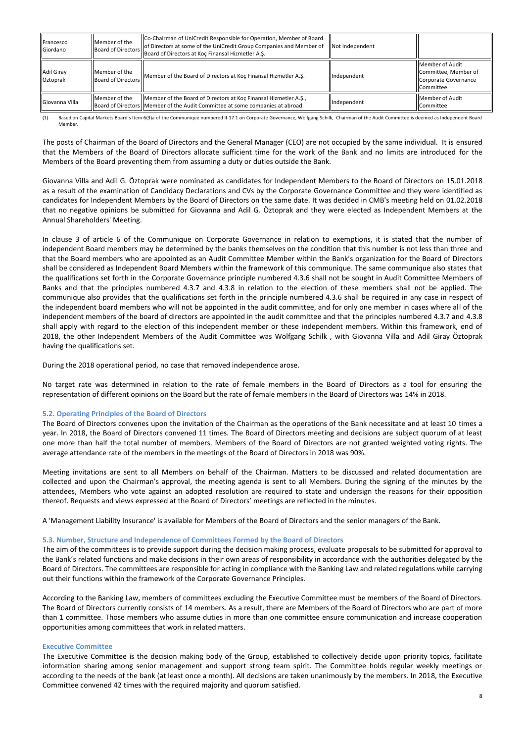| Francesco Giordano | Member of the Board of Directors | Co-Chairman of UniCredit Responsible for Operation, Member of Board of Directors at some of the UniCredit Group Companies and Member of Board of Directors at Koç Finansal Hizmetler A.Ş. | Not Independent | |
|---|---|---|---|---|
| Adil Giray Öztoprak | Member of the Board of Directors | Member of the Board of Directors at Koç Finansal Hizmetler A.Ş. | Independent | Member of Audit Committee, Member of Corporate Governance Committee |
| Giovanna Villa | Member of the Board of Directors | Member of the Board of Directors at Koç Finansal Hizmetler A.Ş., Member of the Audit Committee at some companies at abroad. | Independent | Member of Audit Committee |

(1) Based on Capital Markets Board's Item 6(3)a of the Communique numbered II-17.1 on Corporate Governance, Wolfgang Schilk, Chairman of the Audit Committee is deemed as Independent Board Member.

The posts of Chairman of the Board of Directors and the General Manager (CEO) are not occupied by the same individual. It is ensured that the Members of the Board of Directors allocate sufficient time for the work of the Bank and no limits are introduced for the Members of the Board preventing them from assuming a duty or duties outside the Bank.

Giovanna Villa and Adil G. Öztoprak were nominated as candidates for Independent Members to the Board of Directors on 15.01.2018 as a result of the examination of Candidacy Declarations and CVs by the Corporate Governance Committee and they were identified as candidates for Independent Members by the Board of Directors on the same date. It was decided in CMB's meeting held on 01.02.2018 that no negative opinions be submitted for Giovanna and Adil G. Öztoprak and they were elected as Independent Members at the Annual Shareholders' Meeting.

In clause 3 of article 6 of the Communique on Corporate Governance in relation to exemptions, it is stated that the number of independent Board members may be determined by the banks themselves on the condition that this number is not less than three and that the Board members who are appointed as an Audit Committee Member within the Bank's organization for the Board of Directors shall be considered as Independent Board Members within the framework of this communique. The same communique also states that the qualifications set forth in the Corporate Governance principle numbered 4.3.6 shall not be sought in Audit Committee Members of Banks and that the principles numbered 4.3.7 and 4.3.8 in relation to the election of these members shall not be applied. The communique also provides that the qualifications set forth in the principle numbered 4.3.6 shall be required in any case in respect of the independent board members who will not be appointed in the audit committee, and for only one member in cases where all of the independent members of the board of directors are appointed in the audit committee and that the principles numbered 4.3.7 and 4.3.8 shall apply with regard to the election of this independent member or these independent members. Within this framework, end of 2018, the other Independent Members of the Audit Committee was Wolfgang Schilk , with Giovanna Villa and Adil Giray Öztoprak having the qualifications set.

During the 2018 operational period, no case that removed independence arose.

No target rate was determined in relation to the rate of female members in the Board of Directors as a tool for ensuring the representation of different opinions on the Board but the rate of female members in the Board of Directors was 14% in 2018.

### 5.2. Operating Principles of the Board of Directors

The Board of Directors convenes upon the invitation of the Chairman as the operations of the Bank necessitate and at least 10 times a year. In 2018, the Board of Directors convened 11 times. The Board of Directors meeting and decisions are subject quorum of at least one more than half the total number of members. Members of the Board of Directors are not granted weighted voting rights. The average attendance rate of the members in the meetings of the Board of Directors in 2018 was 90%.

Meeting invitations are sent to all Members on behalf of the Chairman. Matters to be discussed and related documentation are collected and upon the Chairman's approval, the meeting agenda is sent to all Members. During the signing of the minutes by the attendees, Members who vote against an adopted resolution are required to state and undersign the reasons for their opposition thereof. Requests and views expressed at the Board of Directors' meetings are reflected in the minutes.

A 'Management Liability Insurance' is available for Members of the Board of Directors and the senior managers of the Bank.

### 5.3. Number, Structure and Independence of Committees Formed by the Board of Directors

The aim of the committees is to provide support during the decision making process, evaluate proposals to be submitted for approval to the Bank's related functions and make decisions in their own areas of responsibility in accordance with the authorities delegated by the Board of Directors. The committees are responsible for acting in compliance with the Banking Law and related regulations while carrying out their functions within the framework of the Corporate Governance Principles.

According to the Banking Law, members of committees excluding the Executive Committee must be members of the Board of Directors. The Board of Directors currently consists of 14 members. As a result, there are Members of the Board of Directors who are part of more than 1 committee. Those members who assume duties in more than one committee ensure communication and increase cooperation opportunities among committees that work in related matters.

#### Executive Committee

The Executive Committee is the decision making body of the Group, established to collectively decide upon priority topics, facilitate information sharing among senior management and support strong team spirit. The Committee holds regular weekly meetings or according to the needs of the bank (at least once a month). All decisions are taken unanimously by the members. In 2018, the Executive Committee convened 42 times with the required majority and quorum satisfied.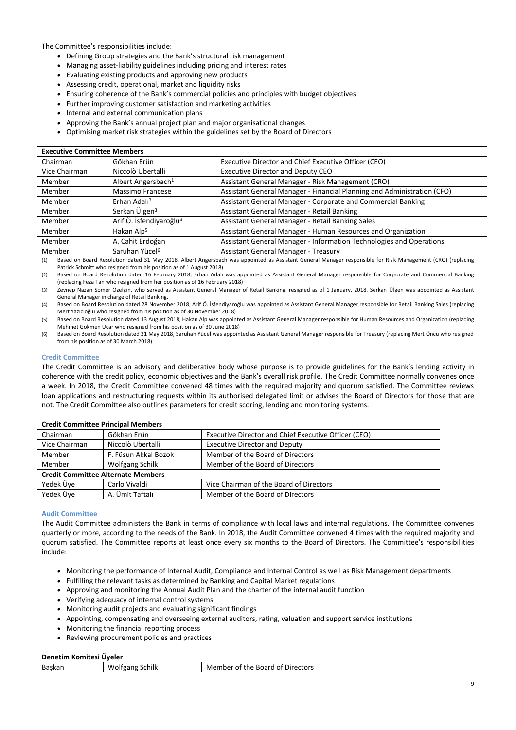The Committee's responsibilities include:

- Defining Group strategies and the Bank's structural risk management
- Managing asset-liability guidelines including pricing and interest rates
- Evaluating existing products and approving new products
- Assessing credit, operational, market and liquidity risks
- Ensuring coherence of the Bank's commercial policies and principles with budget objectives
- Further improving customer satisfaction and marketing activities
- Internal and external communication plans
- Approving the Bank's annual project plan and major organisational changes
- Optimising market risk strategies within the guidelines set by the Board of Directors

| **Executive Committee Members** | | |
|---|---|---|
| Chairman | Gökhan Erün | Executive Director and Chief Executive Officer (CEO) |
| Vice Chairman | Niccolò Ubertalli | Executive Director and Deputy CEO |
| Member | Albert Angersbach[1] | Assistant General Manager - Risk Management (CRO) |
| Member | Massimo Francese | Assistant General Manager - Financial Planning and Administration (CFO) |
| Member | Erhan Adalı[2] | Assistant General Manager - Corporate and Commercial Banking |
| Member | Serkan Ülgen[3] | Assistant General Manager - Retail Banking |
| Member | Arif Ö. İsfendiyaroğlu[4] | Assistant General Manager - Retail Banking Sales |
| Member | Hakan Alp[5] | Assistant General Manager - Human Resources and Organization |
| Member | A. Cahit Erdoğan | Assistant General Manager - Information Technologies and Operations |
| Member | Saruhan Yücel[6] | Assistant General Manager - Treasury |

(1) Based on Board Resolution dated 31 May 2018, Albert Angersbach was appointed as Assistant General Manager responsible for Risk Management (CRO) (replacing Patrick Schmitt who resigned from his position as of 1 August 2018)

(2) Based on Board Resolution dated 16 February 2018, Erhan Adalı was appointed as Assistant General Manager responsible for Corporate and Commercial Banking (replacing Feza Tan who resigned from her position as of 16 February 2018)

(3) Zeynep Nazan Somer Özelgin, who served as Assistant General Manager of Retail Banking, resigned as of 1 January, 2018. Serkan Ülgen was appointed as Assistant General Manager in charge of Retail Banking.

(4) Based on Board Resolution dated 28 November 2018, Arif Ö. İsfendiyaroğlu was appointed as Assistant General Manager responsible for Retail Banking Sales (replacing Mert Yazıcıoğlu who resigned from his position as of 30 November 2018)

(5) Based on Board Resolution dated 13 August 2018, Hakan Alp was appointed as Assistant General Manager responsible for Human Resources and Organization (replacing Mehmet Gökmen Uçar who resigned from his position as of 30 June 2018)

(6) Based on Board Resolution dated 31 May 2018, Saruhan Yücel was appointed as Assistant General Manager responsible for Treasury (replacing Mert Öncü who resigned from his position as of 30 March 2018)

### Credit Committee

The Credit Committee is an advisory and deliberative body whose purpose is to provide guidelines for the Bank's lending activity in coherence with the credit policy, economic objectives and the Bank's overall risk profile. The Credit Committee normally convenes once a week. In 2018, the Credit Committee convened 48 times with the required majority and quorum satisfied. The Committee reviews loan applications and restructuring requests within its authorised delegated limit or advises the Board of Directors for those that are not. The Credit Committee also outlines parameters for credit scoring, lending and monitoring systems.

| **Credit Committee Principal Members** | | |
|---|---|---|
| Chairman | Gökhan Erün | Executive Director and Chief Executive Officer (CEO) |
| Vice Chairman | Niccolò Ubertalli | Executive Director and Deputy |
| Member | F. Füsun Akkal Bozok | Member of the Board of Directors |
| Member | Wolfgang Schilk | Member of the Board of Directors |
| **Credit Committee Alternate Members** | | |
| Yedek Üye | Carlo Vivaldi | Vice Chairman of the Board of Directors |
| Yedek Üye | A. Ümit Taftalı | Member of the Board of Directors |

### Audit Committee

The Audit Committee administers the Bank in terms of compliance with local laws and internal regulations. The Committee convenes quarterly or more, according to the needs of the Bank. In 2018, the Audit Committee convened 4 times with the required majority and quorum satisfied. The Committee reports at least once every six months to the Board of Directors. The Committee's responsibilities include:

- Monitoring the performance of Internal Audit, Compliance and Internal Control as well as Risk Management departments
- Fulfilling the relevant tasks as determined by Banking and Capital Market regulations
- Approving and monitoring the Annual Audit Plan and the charter of the internal audit function
- Verifying adequacy of internal control systems
- Monitoring audit projects and evaluating significant findings
- Appointing, compensating and overseeing external auditors, rating, valuation and support service institutions
- Monitoring the financial reporting process
- Reviewing procurement policies and practices

| **Denetim Komitesi Üyeler** | | |
|---|---|---|
| Başkan | Wolfgang Schilk | Member of the Board of Directors |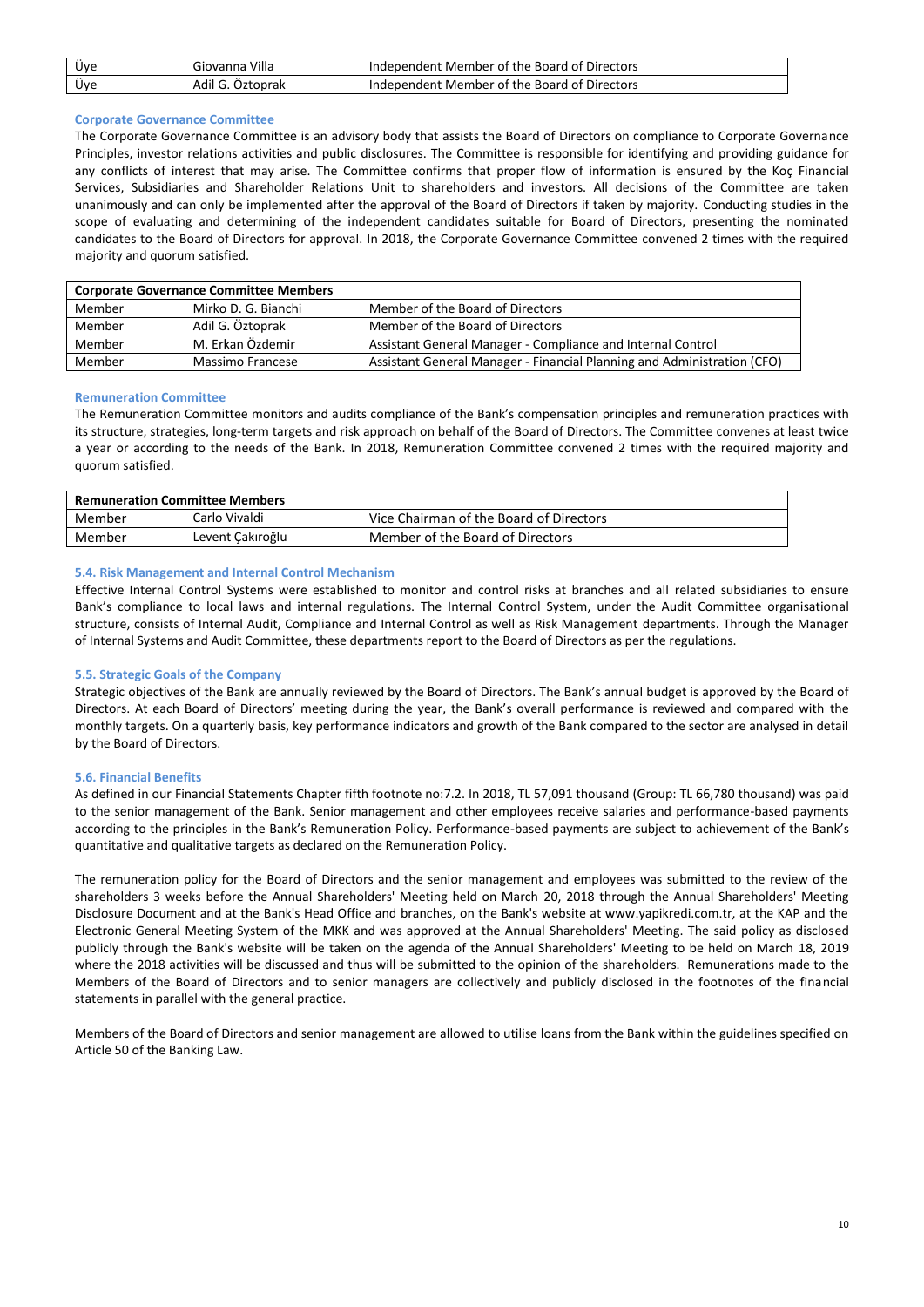| | | |
|---|---|---|
| Üye | Giovanna Villa | Independent Member of the Board of Directors |
| Üye | Adil G. Öztoprak | Independent Member of the Board of Directors |

### Corporate Governance Committee

The Corporate Governance Committee is an advisory body that assists the Board of Directors on compliance to Corporate Governance Principles, investor relations activities and public disclosures. The Committee is responsible for identifying and providing guidance for any conflicts of interest that may arise. The Committee confirms that proper flow of information is ensured by the Koç Financial Services, Subsidiaries and Shareholder Relations Unit to shareholders and investors. All decisions of the Committee are taken unanimously and can only be implemented after the approval of the Board of Directors if taken by majority. Conducting studies in the scope of evaluating and determining of the independent candidates suitable for Board of Directors, presenting the nominated candidates to the Board of Directors for approval. In 2018, the Corporate Governance Committee convened 2 times with the required majority and quorum satisfied.

| Corporate Governance Committee Members | | |
|---|---|---|
| Member | Mirko D. G. Bianchi | Member of the Board of Directors |
| Member | Adil G. Öztoprak | Member of the Board of Directors |
| Member | M. Erkan Özdemir | Assistant General Manager - Compliance and Internal Control |
| Member | Massimo Francese | Assistant General Manager - Financial Planning and Administration (CFO) |

### Remuneration Committee

The Remuneration Committee monitors and audits compliance of the Bank's compensation principles and remuneration practices with its structure, strategies, long-term targets and risk approach on behalf of the Board of Directors. The Committee convenes at least twice a year or according to the needs of the Bank. In 2018, Remuneration Committee convened 2 times with the required majority and quorum satisfied.

| Remuneration Committee Members | | |
|---|---|---|
| Member | Carlo Vivaldi | Vice Chairman of the Board of Directors |
| Member | Levent Çakıroğlu | Member of the Board of Directors |

### 5.4. Risk Management and Internal Control Mechanism

Effective Internal Control Systems were established to monitor and control risks at branches and all related subsidiaries to ensure Bank's compliance to local laws and internal regulations. The Internal Control System, under the Audit Committee organisational structure, consists of Internal Audit, Compliance and Internal Control as well as Risk Management departments. Through the Manager of Internal Systems and Audit Committee, these departments report to the Board of Directors as per the regulations.

### 5.5. Strategic Goals of the Company

Strategic objectives of the Bank are annually reviewed by the Board of Directors. The Bank's annual budget is approved by the Board of Directors. At each Board of Directors' meeting during the year, the Bank's overall performance is reviewed and compared with the monthly targets. On a quarterly basis, key performance indicators and growth of the Bank compared to the sector are analysed in detail by the Board of Directors.

### 5.6. Financial Benefits

As defined in our Financial Statements Chapter fifth footnote no:7.2. In 2018, TL 57,091 thousand (Group: TL 66,780 thousand) was paid to the senior management of the Bank. Senior management and other employees receive salaries and performance-based payments according to the principles in the Bank's Remuneration Policy. Performance-based payments are subject to achievement of the Bank's quantitative and qualitative targets as declared on the Remuneration Policy.

The remuneration policy for the Board of Directors and the senior management and employees was submitted to the review of the shareholders 3 weeks before the Annual Shareholders' Meeting held on March 20, 2018 through the Annual Shareholders' Meeting Disclosure Document and at the Bank's Head Office and branches, on the Bank's website at www.yapikredi.com.tr, at the KAP and the Electronic General Meeting System of the MKK and was approved at the Annual Shareholders' Meeting. The said policy as disclosed publicly through the Bank's website will be taken on the agenda of the Annual Shareholders' Meeting to be held on March 18, 2019 where the 2018 activities will be discussed and thus will be submitted to the opinion of the shareholders. Remunerations made to the Members of the Board of Directors and to senior managers are collectively and publicly disclosed in the footnotes of the financial statements in parallel with the general practice.

Members of the Board of Directors and senior management are allowed to utilise loans from the Bank within the guidelines specified on Article 50 of the Banking Law.